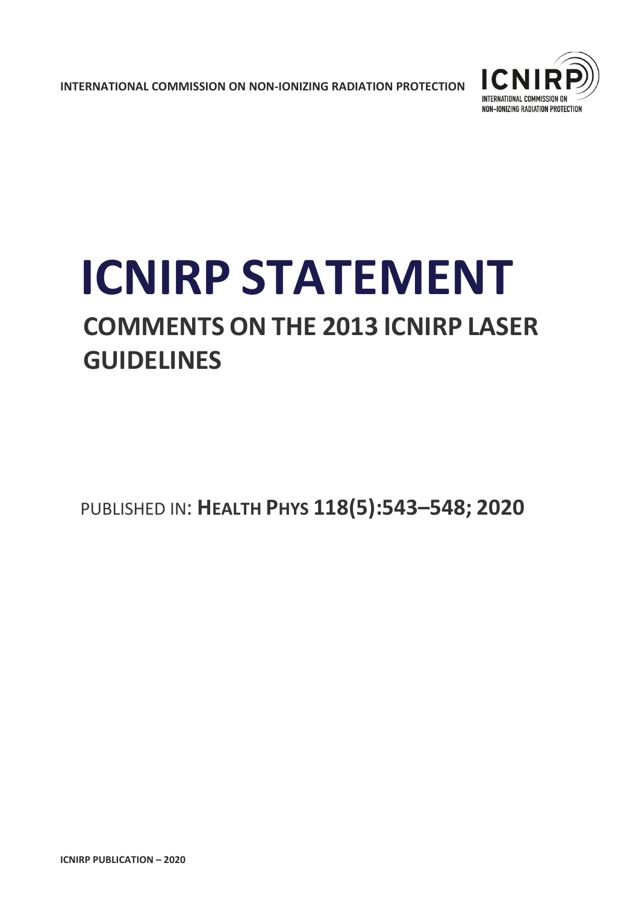INTERNATIONAL COMMISSION ON NON-IONIZING RADIATION PROTECTION

# ICNIRP STATEMENT

## COMMENTS ON THE 2013 ICNIRP LASER GUIDELINES

PUBLISHED IN: **HEALTH PHYS 118(5):543–548; 2020**

**ICNIRP PUBLICATION – 2020**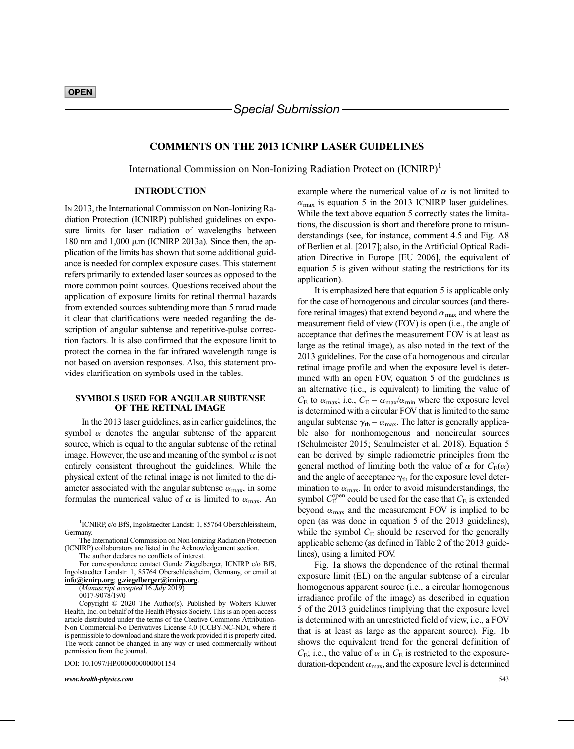**OPEN**

*Special Submission*

# COMMENTS ON THE 2013 ICNIRP LASER GUIDELINES

International Commission on Non-Ionizing Radiation Protection (ICNIRP)[1]

## INTRODUCTION

In 2013, the International Commission on Non-Ionizing Radiation Protection (ICNIRP) published guidelines on exposure limits for laser radiation of wavelengths between 180 nm and 1,000 μm (ICNIRP 2013a). Since then, the application of the limits has shown that some additional guidance is needed for complex exposure cases. This statement refers primarily to extended laser sources as opposed to the more common point sources. Questions received about the application of exposure limits for retinal thermal hazards from extended sources subtending more than 5 mrad made it clear that clarifications were needed regarding the description of angular subtense and repetitive-pulse correction factors. It is also confirmed that the exposure limit to protect the cornea in the far infrared wavelength range is not based on aversion responses. Also, this statement provides clarification on symbols used in the tables.

## SYMBOLS USED FOR ANGULAR SUBTENSE OF THE RETINAL IMAGE

In the 2013 laser guidelines, as in earlier guidelines, the symbol $\alpha$ denotes the angular subtense of the apparent source, which is equal to the angular subtense of the retinal image. However, the use and meaning of the symbol $\alpha$ is not entirely consistent throughout the guidelines. While the physical extent of the retinal image is not limited to the diameter associated with the angular subtense $\alpha_{max}$, in some formulas the numerical value of $\alpha$ is limited to $\alpha_{max}$. An example where the numerical value of $\alpha$ is not limited to $\alpha_{max}$ is equation 5 in the 2013 ICNIRP laser guidelines. While the text above equation 5 correctly states the limitations, the discussion is short and therefore prone to misunderstandings (see, for instance, comment 4.5 and Fig. A8 of Berlien et al. [2017]; also, in the Artificial Optical Radiation Directive in Europe [EU 2006], the equivalent of equation 5 is given without stating the restrictions for its application).

It is emphasized here that equation 5 is applicable only for the case of homogenous and circular sources (and therefore retinal images) that extend beyond $\alpha_{max}$ and where the measurement field of view (FOV) is open (i.e., the angle of acceptance that defines the measurement FOV is at least as large as the retinal image), as also noted in the text of the 2013 guidelines. For the case of a homogenous and circular retinal image profile and when the exposure level is determined with an open FOV, equation 5 of the guidelines is an alternative (i.e., is equivalent) to limiting the value of $C_E$ to $\alpha_{max}$; i.e., $C_E = \alpha_{max}/\alpha_{min}$ where the exposure level is determined with a circular FOV that is limited to the same angular subtense $\gamma_{th} = \alpha_{max}$. The latter is generally applicable also for nonhomogenous and noncircular sources (Schulmeister 2015; Schulmeister et al. 2018). Equation 5 can be derived by simple radiometric principles from the general method of limiting both the value of $\alpha$ for $C_E(\alpha)$ and the angle of acceptance $\gamma_{th}$ for the exposure level determination to $\alpha_{max}$. In order to avoid misunderstandings, the symbol $C_E^{open}$ could be used for the case that $C_E$ is extended beyond $\alpha_{max}$ and the measurement FOV is implied to be open (as was done in equation 5 of the 2013 guidelines), while the symbol $C_E$ should be reserved for the generally applicable scheme (as defined in Table 2 of the 2013 guidelines), using a limited FOV.

Fig. 1a shows the dependence of the retinal thermal exposure limit (EL) on the angular subtense of a circular homogenous apparent source (i.e., a circular homogenous irradiance profile of the image) as described in equation 5 of the 2013 guidelines (implying that the exposure level is determined with an unrestricted field of view, i.e., a FOV that is at least as large as the apparent source). Fig. 1b shows the equivalent trend for the general definition of $C_E$; i.e., the value of $\alpha$ in $C_E$ is restricted to the exposure-duration-dependent $\alpha_{max}$, and the exposure level is determined

---

[1] ICNIRP, c/o BfS, Ingolstaedter Landstr. 1, 85764 Oberschleissheim, Germany.

The International Commission on Non-Ionizing Radiation Protection (ICNIRP) collaborators are listed in the Acknowledgement section.

The author declares no conflicts of interest.

For correspondence contact Gunde Ziegelberger, ICNIRP c/o BfS, Ingolstaedter Landstr. 1, 85764 Oberschleissheim, Germany, or email at **info@icnirp.org**; **g.ziegelberger@icnirp.org**.

(*Manuscript accepted* 16 *July* 2019)

0017-9078/19/0

Copyright © 2020 The Author(s). Published by Wolters Kluwer Health, Inc. on behalf of the Health Physics Society. This is an open-access article distributed under the terms of the Creative Commons Attribution-Non Commercial-No Derivatives License 4.0 (CCBY-NC-ND), where it is permissible to download and share the work provided it is properly cited. The work cannot be changed in any way or used commercially without permission from the journal.

DOI: 10.1097/HP.0000000000001154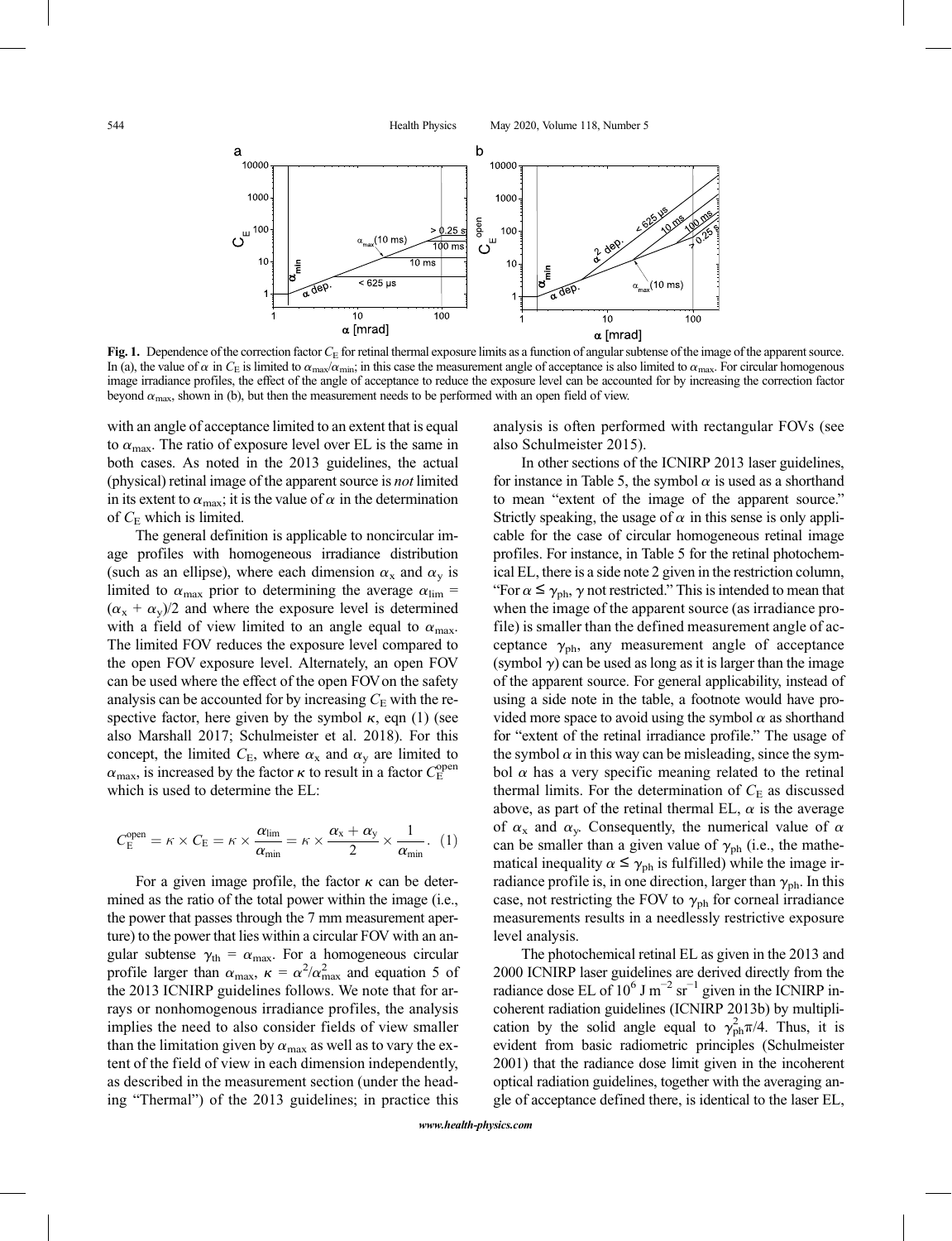**Fig. 1.** Dependence of the correction factor $C_E$ for retinal thermal exposure limits as a function of angular subtense of the image of the apparent source. In (a), the value of $\alpha$ in $C_E$ is limited to $\alpha_{max}/\alpha_{min}$; in this case the measurement angle of acceptance is also limited to $\alpha_{max}$. For circular homogenous image irradiance profiles, the effect of the angle of acceptance to reduce the exposure level can be accounted for by increasing the correction factor beyond $\alpha_{max}$, shown in (b), but then the measurement needs to be performed with an open field of view.

with an angle of acceptance limited to an extent that is equal to $\alpha_{max}$. The ratio of exposure level over EL is the same in both cases. As noted in the 2013 guidelines, the actual (physical) retinal image of the apparent source is *not* limited in its extent to $\alpha_{max}$; it is the value of $\alpha$ in the determination of $C_E$ which is limited.

The general definition is applicable to noncircular image profiles with homogeneous irradiance distribution (such as an ellipse), where each dimension $\alpha_x$ and $\alpha_y$ is limited to $\alpha_{max}$ prior to determining the average $\alpha_{lim} = (\alpha_x + \alpha_y)/2$ and where the exposure level is determined with a field of view limited to an angle equal to $\alpha_{max}$. The limited FOV reduces the exposure level compared to the open FOV exposure level. Alternately, an open FOV can be used where the effect of the open FOV on the safety analysis can be accounted for by increasing $C_E$ with the respective factor, here given by the symbol $\kappa$, eqn (1) (see also Marshall 2017; Schulmeister et al. 2018). For this concept, the limited $C_E$, where $\alpha_x$ and $\alpha_y$ are limited to $\alpha_{max}$, is increased by the factor $\kappa$ to result in a factor $C_E^{open}$ which is used to determine the EL:

$$C_E^{open} = \kappa \times C_E = \kappa \times \frac{\alpha_{lim}}{\alpha_{min}} = \kappa \times \frac{\alpha_x + \alpha_y}{2} \times \frac{1}{\alpha_{min}}. \quad (1)$$

For a given image profile, the factor $\kappa$ can be determined as the ratio of the total power within the image (i.e., the power that passes through the 7 mm measurement aperture) to the power that lies within a circular FOV with an angular subtense $\gamma_{th} = \alpha_{max}$. For a homogeneous circular profile larger than $\alpha_{max}$, $\kappa = \alpha^2/\alpha_{max}^2$ and equation 5 of the 2013 ICNIRP guidelines follows. We note that for arrays or nonhomogenous irradiance profiles, the analysis implies the need to also consider fields of view smaller than the limitation given by $\alpha_{max}$ as well as to vary the extent of the field of view in each dimension independently, as described in the measurement section (under the heading "Thermal") of the 2013 guidelines; in practice this analysis is often performed with rectangular FOVs (see also Schulmeister 2015).

In other sections of the ICNIRP 2013 laser guidelines, for instance in Table 5, the symbol $\alpha$ is used as a shorthand to mean "extent of the image of the apparent source." Strictly speaking, the usage of $\alpha$ in this sense is only applicable for the case of circular homogeneous retinal image profiles. For instance, in Table 5 for the retinal photochemical EL, there is a side note 2 given in the restriction column, "For $\alpha \leq \gamma_{ph}$, $\gamma$ not restricted." This is intended to mean that when the image of the apparent source (as irradiance profile) is smaller than the defined measurement angle of acceptance $\gamma_{ph}$, any measurement angle of acceptance (symbol $\gamma$) can be used as long as it is larger than the image of the apparent source. For general applicability, instead of using a side note in the table, a footnote would have provided more space to avoid using the symbol $\alpha$ as shorthand for "extent of the retinal irradiance profile." The usage of the symbol $\alpha$ in this way can be misleading, since the symbol $\alpha$ has a very specific meaning related to the retinal thermal limits. For the determination of $C_E$ as discussed above, as part of the retinal thermal EL, $\alpha$ is the average of $\alpha_x$ and $\alpha_y$. Consequently, the numerical value of $\alpha$ can be smaller than a given value of $\gamma_{ph}$ (i.e., the mathematical inequality $\alpha \leq \gamma_{ph}$ is fulfilled) while the image irradiance profile is, in one direction, larger than $\gamma_{ph}$. In this case, not restricting the FOV to $\gamma_{ph}$ for corneal irradiance measurements results in a needlessly restrictive exposure level analysis.

The photochemical retinal EL as given in the 2013 and 2000 ICNIRP laser guidelines are derived directly from the radiance dose EL of $10^6$ J m$^{-2}$ sr$^{-1}$ given in the ICNIRP incoherent radiation guidelines (ICNIRP 2013b) by multiplication by the solid angle equal to $\gamma_{ph}^2\pi/4$. Thus, it is evident from basic radiometric principles (Schulmeister 2001) that the radiance dose limit given in the incoherent optical radiation guidelines, together with the averaging angle of acceptance defined there, is identical to the laser EL,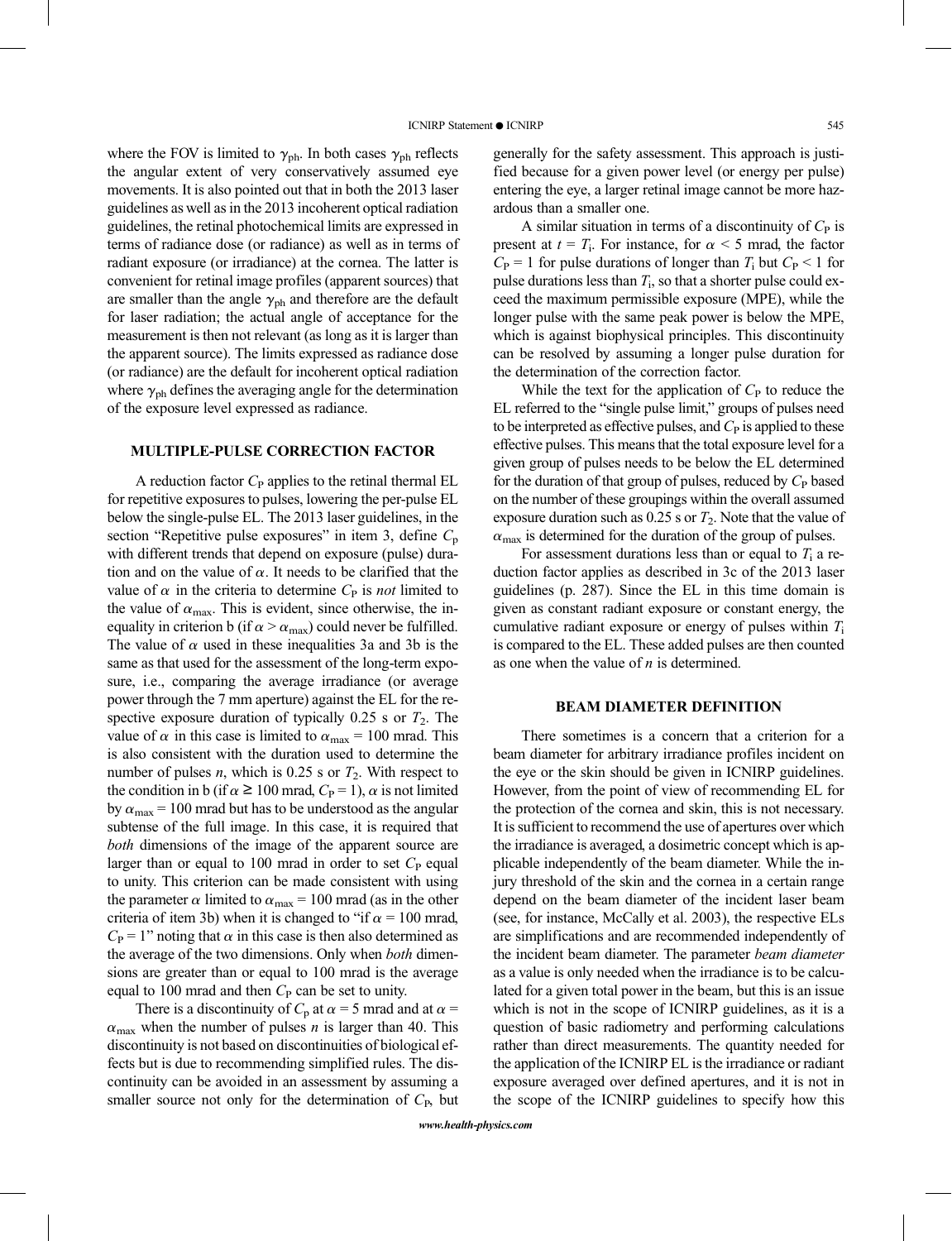where the FOV is limited to $\gamma_{ph}$. In both cases $\gamma_{ph}$ reflects the angular extent of very conservatively assumed eye movements. It is also pointed out that in both the 2013 laser guidelines as well as in the 2013 incoherent optical radiation guidelines, the retinal photochemical limits are expressed in terms of radiance dose (or radiance) as well as in terms of radiant exposure (or irradiance) at the cornea. The latter is convenient for retinal image profiles (apparent sources) that are smaller than the angle $\gamma_{ph}$ and therefore are the default for laser radiation; the actual angle of acceptance for the measurement is then not relevant (as long as it is larger than the apparent source). The limits expressed as radiance dose (or radiance) are the default for incoherent optical radiation where $\gamma_{ph}$ defines the averaging angle for the determination of the exposure level expressed as radiance.

## MULTIPLE-PULSE CORRECTION FACTOR

A reduction factor $C_P$ applies to the retinal thermal EL for repetitive exposures to pulses, lowering the per-pulse EL below the single-pulse EL. The 2013 laser guidelines, in the section "Repetitive pulse exposures" in item 3, define $C_p$ with different trends that depend on exposure (pulse) duration and on the value of $\alpha$. It needs to be clarified that the value of $\alpha$ in the criteria to determine $C_P$ is *not* limited to the value of $\alpha_{max}$. This is evident, since otherwise, the inequality in criterion b (if $\alpha > \alpha_{max}$) could never be fulfilled. The value of $\alpha$ used in these inequalities 3a and 3b is the same as that used for the assessment of the long-term exposure, i.e., comparing the average irradiance (or average power through the 7 mm aperture) against the EL for the respective exposure duration of typically 0.25 s or $T_2$. The value of $\alpha$ in this case is limited to $\alpha_{max}$ = 100 mrad. This is also consistent with the duration used to determine the number of pulses $n$, which is 0.25 s or $T_2$. With respect to the condition in b (if $\alpha \geq$ 100 mrad, $C_P$ = 1), $\alpha$ is not limited by $\alpha_{max}$ = 100 mrad but has to be understood as the angular subtense of the full image. In this case, it is required that *both* dimensions of the image of the apparent source are larger than or equal to 100 mrad in order to set $C_P$ equal to unity. This criterion can be made consistent with using the parameter $\alpha$ limited to $\alpha_{max}$ = 100 mrad (as in the other criteria of item 3b) when it is changed to "if $\alpha$ = 100 mrad, $C_P$ = 1" noting that $\alpha$ in this case is then also determined as the average of the two dimensions. Only when *both* dimensions are greater than or equal to 100 mrad is the average equal to 100 mrad and then $C_P$ can be set to unity.

There is a discontinuity of $C_p$ at $\alpha$ = 5 mrad and at $\alpha = \alpha_{max}$ when the number of pulses $n$ is larger than 40. This discontinuity is not based on discontinuities of biological effects but is due to recommending simplified rules. The discontinuity can be avoided in an assessment by assuming a smaller source not only for the determination of $C_P$, but generally for the safety assessment. This approach is justified because for a given power level (or energy per pulse) entering the eye, a larger retinal image cannot be more hazardous than a smaller one.

A similar situation in terms of a discontinuity of $C_P$ is present at $t = T_i$. For instance, for $\alpha$ < 5 mrad, the factor $C_P$ = 1 for pulse durations of longer than $T_i$ but $C_P$ < 1 for pulse durations less than $T_i$, so that a shorter pulse could exceed the maximum permissible exposure (MPE), while the longer pulse with the same peak power is below the MPE, which is against biophysical principles. This discontinuity can be resolved by assuming a longer pulse duration for the determination of the correction factor.

While the text for the application of $C_P$ to reduce the EL referred to the "single pulse limit," groups of pulses need to be interpreted as effective pulses, and $C_P$ is applied to these effective pulses. This means that the total exposure level for a given group of pulses needs to be below the EL determined for the duration of that group of pulses, reduced by $C_P$ based on the number of these groupings within the overall assumed exposure duration such as 0.25 s or $T_2$. Note that the value of $\alpha_{max}$ is determined for the duration of the group of pulses.

For assessment durations less than or equal to $T_i$ a reduction factor applies as described in 3c of the 2013 laser guidelines (p. 287). Since the EL in this time domain is given as constant radiant exposure or constant energy, the cumulative radiant exposure or energy of pulses within $T_i$ is compared to the EL. These added pulses are then counted as one when the value of $n$ is determined.

## BEAM DIAMETER DEFINITION

There sometimes is a concern that a criterion for a beam diameter for arbitrary irradiance profiles incident on the eye or the skin should be given in ICNIRP guidelines. However, from the point of view of recommending EL for the protection of the cornea and skin, this is not necessary. It is sufficient to recommend the use of apertures over which the irradiance is averaged, a dosimetric concept which is applicable independently of the beam diameter. While the injury threshold of the skin and the cornea in a certain range depend on the beam diameter of the incident laser beam (see, for instance, McCally et al. 2003), the respective ELs are simplifications and are recommended independently of the incident beam diameter. The parameter *beam diameter* as a value is only needed when the irradiance is to be calculated for a given total power in the beam, but this is an issue which is not in the scope of ICNIRP guidelines, as it is a question of basic radiometry and performing calculations rather than direct measurements. The quantity needed for the application of the ICNIRP EL is the irradiance or radiant exposure averaged over defined apertures, and it is not in the scope of the ICNIRP guidelines to specify how this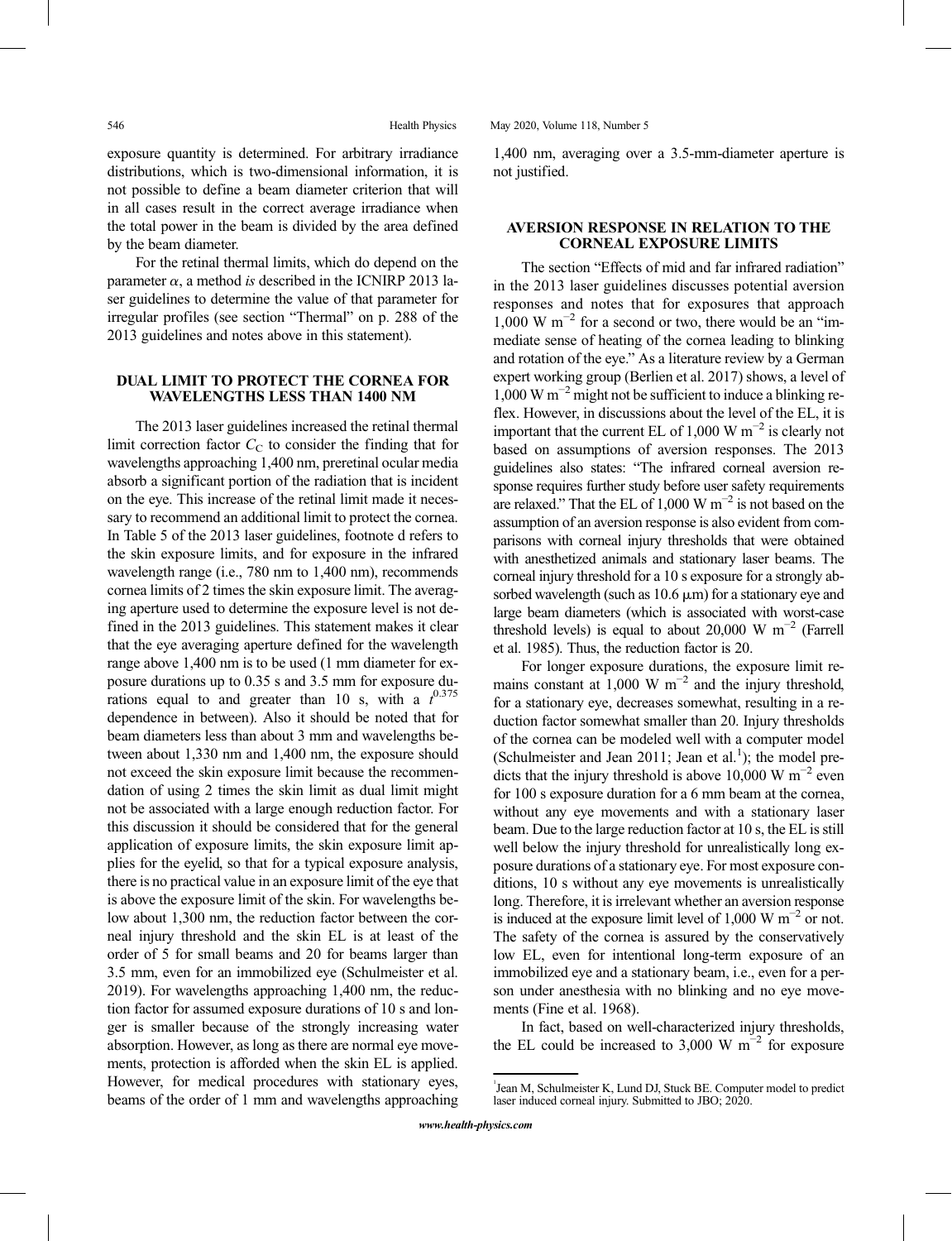exposure quantity is determined. For arbitrary irradiance distributions, which is two-dimensional information, it is not possible to define a beam diameter criterion that will in all cases result in the correct average irradiance when the total power in the beam is divided by the area defined by the beam diameter.

For the retinal thermal limits, which do depend on the parameter $\alpha$, a method *is* described in the ICNIRP 2013 laser guidelines to determine the value of that parameter for irregular profiles (see section "Thermal" on p. 288 of the 2013 guidelines and notes above in this statement).

## DUAL LIMIT TO PROTECT THE CORNEA FOR WAVELENGTHS LESS THAN 1400 NM

The 2013 laser guidelines increased the retinal thermal limit correction factor $C_C$ to consider the finding that for wavelengths approaching 1,400 nm, preretinal ocular media absorb a significant portion of the radiation that is incident on the eye. This increase of the retinal limit made it necessary to recommend an additional limit to protect the cornea. In Table 5 of the 2013 laser guidelines, footnote d refers to the skin exposure limits, and for exposure in the infrared wavelength range (i.e., 780 nm to 1,400 nm), recommends cornea limits of 2 times the skin exposure limit. The averaging aperture used to determine the exposure level is not defined in the 2013 guidelines. This statement makes it clear that the eye averaging aperture defined for the wavelength range above 1,400 nm is to be used (1 mm diameter for exposure durations up to 0.35 s and 3.5 mm for exposure durations equal to and greater than 10 s, with a $t^{0.375}$ dependence in between). Also it should be noted that for beam diameters less than about 3 mm and wavelengths between about 1,330 nm and 1,400 nm, the exposure should not exceed the skin exposure limit because the recommendation of using 2 times the skin limit as dual limit might not be associated with a large enough reduction factor. For this discussion it should be considered that for the general application of exposure limits, the skin exposure limit applies for the eyelid, so that for a typical exposure analysis, there is no practical value in an exposure limit of the eye that is above the exposure limit of the skin. For wavelengths below about 1,300 nm, the reduction factor between the corneal injury threshold and the skin EL is at least of the order of 5 for small beams and 20 for beams larger than 3.5 mm, even for an immobilized eye (Schulmeister et al. 2019). For wavelengths approaching 1,400 nm, the reduction factor for assumed exposure durations of 10 s and longer is smaller because of the strongly increasing water absorption. However, as long as there are normal eye movements, protection is afforded when the skin EL is applied. However, for medical procedures with stationary eyes, beams of the order of 1 mm and wavelengths approaching 1,400 nm, averaging over a 3.5-mm-diameter aperture is not justified.

## AVERSION RESPONSE IN RELATION TO THE CORNEAL EXPOSURE LIMITS

The section "Effects of mid and far infrared radiation" in the 2013 laser guidelines discusses potential aversion responses and notes that for exposures that approach 1,000 W $m^{-2}$ for a second or two, there would be an "immediate sense of heating of the cornea leading to blinking and rotation of the eye." As a literature review by a German expert working group (Berlien et al. 2017) shows, a level of 1,000 W $m^{-2}$ might not be sufficient to induce a blinking reflex. However, in discussions about the level of the EL, it is important that the current EL of 1,000 W $m^{-2}$ is clearly not based on assumptions of aversion responses. The 2013 guidelines also states: "The infrared corneal aversion response requires further study before user safety requirements are relaxed." That the EL of 1,000 W $m^{-2}$ is not based on the assumption of an aversion response is also evident from comparisons with corneal injury thresholds that were obtained with anesthetized animals and stationary laser beams. The corneal injury threshold for a 10 s exposure for a strongly absorbed wavelength (such as 10.6 μm) for a stationary eye and large beam diameters (which is associated with worst-case threshold levels) is equal to about 20,000 W $m^{-2}$ (Farrell et al. 1985). Thus, the reduction factor is 20.

For longer exposure durations, the exposure limit remains constant at 1,000 W $m^{-2}$ and the injury threshold, for a stationary eye, decreases somewhat, resulting in a reduction factor somewhat smaller than 20. Injury thresholds of the cornea can be modeled well with a computer model (Schulmeister and Jean 2011; Jean et al.[1]); the model predicts that the injury threshold is above 10,000 W $m^{-2}$ even for 100 s exposure duration for a 6 mm beam at the cornea, without any eye movements and with a stationary laser beam. Due to the large reduction factor at 10 s, the EL is still well below the injury threshold for unrealistically long exposure durations of a stationary eye. For most exposure conditions, 10 s without any eye movements is unrealistically long. Therefore, it is irrelevant whether an aversion response is induced at the exposure limit level of 1,000 W $m^{-2}$ or not. The safety of the cornea is assured by the conservatively low EL, even for intentional long-term exposure of an immobilized eye and a stationary beam, i.e., even for a person under anesthesia with no blinking and no eye movements (Fine et al. 1968).

In fact, based on well-characterized injury thresholds, the EL could be increased to 3,000 W $m^{-2}$ for exposure

[1] Jean M, Schulmeister K, Lund DJ, Stuck BE. Computer model to predict laser induced corneal injury. Submitted to JBO; 2020.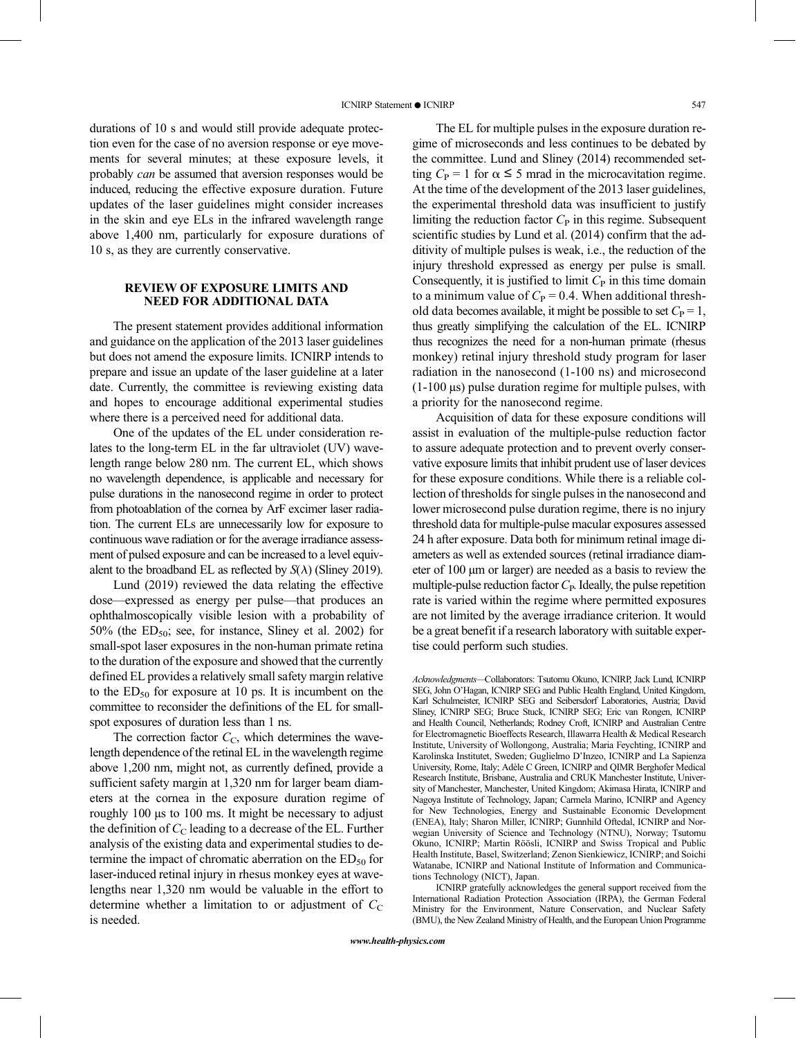durations of 10 s and would still provide adequate protection even for the case of no aversion response or eye movements for several minutes; at these exposure levels, it probably *can* be assumed that aversion responses would be induced, reducing the effective exposure duration. Future updates of the laser guidelines might consider increases in the skin and eye ELs in the infrared wavelength range above 1,400 nm, particularly for exposure durations of 10 s, as they are currently conservative.

## REVIEW OF EXPOSURE LIMITS AND NEED FOR ADDITIONAL DATA

The present statement provides additional information and guidance on the application of the 2013 laser guidelines but does not amend the exposure limits. ICNIRP intends to prepare and issue an update of the laser guideline at a later date. Currently, the committee is reviewing existing data and hopes to encourage additional experimental studies where there is a perceived need for additional data.

One of the updates of the EL under consideration relates to the long-term EL in the far ultraviolet (UV) wavelength range below 280 nm. The current EL, which shows no wavelength dependence, is applicable and necessary for pulse durations in the nanosecond regime in order to protect from photoablation of the cornea by ArF excimer laser radiation. The current ELs are unnecessarily low for exposure to continuous wave radiation or for the average irradiance assessment of pulsed exposure and can be increased to a level equivalent to the broadband EL as reflected by $S(\lambda)$ (Sliney 2019).

Lund (2019) reviewed the data relating the effective dose—expressed as energy per pulse—that produces an ophthalmoscopically visible lesion with a probability of 50% (the $ED_{50}$; see, for instance, Sliney et al. 2002) for small-spot laser exposures in the non-human primate retina to the duration of the exposure and showed that the currently defined EL provides a relatively small safety margin relative to the $ED_{50}$ for exposure at 10 ps. It is incumbent on the committee to reconsider the definitions of the EL for small-spot exposures of duration less than 1 ns.

The correction factor $C_C$, which determines the wavelength dependence of the retinal EL in the wavelength regime above 1,200 nm, might not, as currently defined, provide a sufficient safety margin at 1,320 nm for larger beam diameters at the cornea in the exposure duration regime of roughly 100 μs to 100 ms. It might be necessary to adjust the definition of $C_C$ leading to a decrease of the EL. Further analysis of the existing data and experimental studies to determine the impact of chromatic aberration on the $ED_{50}$ for laser-induced retinal injury in rhesus monkey eyes at wavelengths near 1,320 nm would be valuable in the effort to determine whether a limitation to or adjustment of $C_C$ is needed.

The EL for multiple pulses in the exposure duration regime of microseconds and less continues to be debated by the committee. Lund and Sliney (2014) recommended setting $C_P = 1$ for $\alpha \leq 5$ mrad in the microcavitation regime. At the time of the development of the 2013 laser guidelines, the experimental threshold data was insufficient to justify limiting the reduction factor $C_P$ in this regime. Subsequent scientific studies by Lund et al. (2014) confirm that the additivity of multiple pulses is weak, i.e., the reduction of the injury threshold expressed as energy per pulse is small. Consequently, it is justified to limit $C_P$ in this time domain to a minimum value of $C_P = 0.4$. When additional threshold data becomes available, it might be possible to set $C_P = 1$, thus greatly simplifying the calculation of the EL. ICNIRP thus recognizes the need for a non-human primate (rhesus monkey) retinal injury threshold study program for laser radiation in the nanosecond (1-100 ns) and microsecond (1-100 μs) pulse duration regime for multiple pulses, with a priority for the nanosecond regime.

Acquisition of data for these exposure conditions will assist in evaluation of the multiple-pulse reduction factor to assure adequate protection and to prevent overly conservative exposure limits that inhibit prudent use of laser devices for these exposure conditions. While there is a reliable collection of thresholds for single pulses in the nanosecond and lower microsecond pulse duration regime, there is no injury threshold data for multiple-pulse macular exposures assessed 24 h after exposure. Data both for minimum retinal image diameters as well as extended sources (retinal irradiance diameter of 100 μm or larger) are needed as a basis to review the multiple-pulse reduction factor $C_P$. Ideally, the pulse repetition rate is varied within the regime where permitted exposures are not limited by the average irradiance criterion. It would be a great benefit if a research laboratory with suitable expertise could perform such studies.

*Acknowledgments*—Collaborators: Tsutomu Okuno, ICNIRP, Jack Lund, ICNIRP SEG, John O'Hagan, ICNIRP SEG and Public Health England, United Kingdom, Karl Schulmeister, ICNIRP SEG and Seibersdorf Laboratories, Austria; David Sliney, ICNIRP SEG; Bruce Stuck, ICNIRP SEG; Eric van Rongen, ICNIRP and Health Council, Netherlands; Rodney Croft, ICNIRP and Australian Centre for Electromagnetic Bioeffects Research, Illawarra Health & Medical Research Institute, University of Wollongong, Australia; Maria Feychting, ICNIRP and Karolinska Institutet, Sweden; Guglielmo D'Inzeo, ICNIRP and La Sapienza University, Rome, Italy; Adèle C Green, ICNIRP and QIMR Berghofer Medical Research Institute, Brisbane, Australia and CRUK Manchester Institute, University of Manchester, Manchester, United Kingdom; Akimasa Hirata, ICNIRP and Nagoya Institute of Technology, Japan; Carmela Marino, ICNIRP and Agency for New Technologies, Energy and Sustainable Economic Development (ENEA), Italy; Sharon Miller, ICNIRP; Gunnhild Oftedal, ICNIRP and Norwegian University of Science and Technology (NTNU), Norway; Tsutomu Okuno, ICNIRP; Martin Röösli, ICNIRP and Swiss Tropical and Public Health Institute, Basel, Switzerland; Zenon Sienkiewicz, ICNIRP; and Soichi Watanabe, ICNIRP and National Institute of Information and Communications Technology (NICT), Japan.

ICNIRP gratefully acknowledges the general support received from the International Radiation Protection Association (IRPA), the German Federal Ministry for the Environment, Nature Conservation, and Nuclear Safety (BMU), the New Zealand Ministry of Health, and the European Union Programme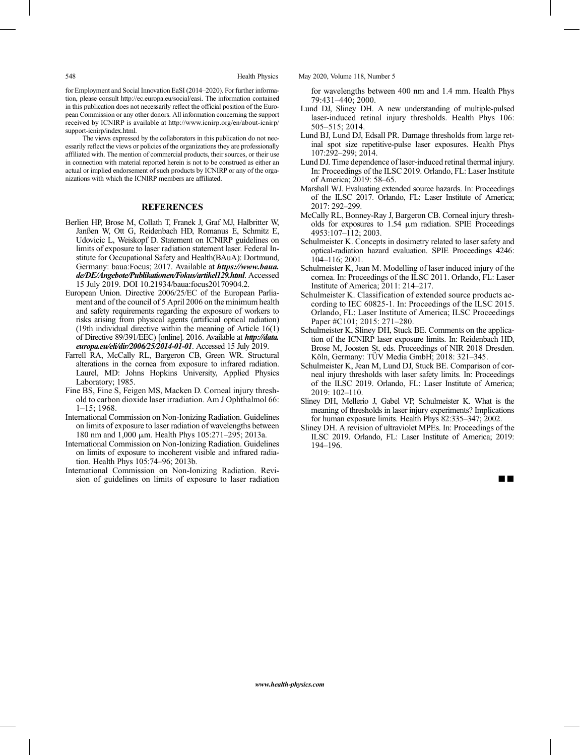for Employment and Social Innovation EaSI (2014–2020). For further information, please consult http://ec.europa.eu/social/easi. The information contained in this publication does not necessarily reflect the official position of the European Commission or any other donors. All information concerning the support received by ICNIRP is available at http://www.icnirp.org/en/about-icnirp/support-icnirp/index.html.

The views expressed by the collaborators in this publication do not necessarily reflect the views or policies of the organizations they are professionally affiliated with. The mention of commercial products, their sources, or their use in connection with material reported herein is not to be construed as either an actual or implied endorsement of such products by ICNIRP or any of the organizations with which the ICNIRP members are affiliated.

## REFERENCES

Berlien HP, Brose M, Collath T, Franek J, Graf MJ, Halbritter W, Janßen W, Ott G, Reidenbach HD, Romanus E, Schmitz E, Udovicic L, Weiskopf D. Statement on ICNIRP guidelines on limits of exposure to laser radiation statement laser. Federal Institute for Occupational Safety and Health(BAuA): Dortmund, Germany: baua:Focus; 2017. Available at ***https://www.baua.de/DE/Angebote/Publikationen/Fokus/artikel129.html***. Accessed 15 July 2019. DOI 10.21934/baua:focus20170904.2.

European Union. Directive 2006/25/EC of the European Parliament and of the council of 5 April 2006 on the minimum health and safety requirements regarding the exposure of workers to risks arising from physical agents (artificial optical radiation) (19th individual directive within the meaning of Article 16(1) of Directive 89/391/EEC) [online]. 2016. Available at ***http://data.europa.eu/eli/dir/2006/25/2014-01-01***. Accessed 15 July 2019.

Farrell RA, McCally RL, Bargeron CB, Green WR. Structural alterations in the cornea from exposure to infrared radiation. Laurel, MD: Johns Hopkins University, Applied Physics Laboratory; 1985.

Fine BS, Fine S, Feigen MS, Macken D. Corneal injury threshold to carbon dioxide laser irradiation. Am J Ophthalmol 66: 1–15; 1968.

International Commission on Non-Ionizing Radiation. Guidelines on limits of exposure to laser radiation of wavelengths between 180 nm and 1,000 μm. Health Phys 105:271–295; 2013a.

International Commission on Non-Ionizing Radiation. Guidelines on limits of exposure to incoherent visible and infrared radiation. Health Phys 105:74–96; 2013b.

International Commission on Non-Ionizing Radiation. Revision of guidelines on limits of exposure to laser radiation for wavelengths between 400 nm and 1.4 mm. Health Phys 79:431–440; 2000.

Lund DJ, Sliney DH. A new understanding of multiple-pulsed laser-induced retinal injury thresholds. Health Phys 106: 505–515; 2014.

Lund BJ, Lund DJ, Edsall PR. Damage thresholds from large retinal spot size repetitive-pulse laser exposures. Health Phys 107:292–299; 2014.

Lund DJ. Time dependence of laser-induced retinal thermal injury. In: Proceedings of the ILSC 2019. Orlando, FL: Laser Institute of America; 2019: 58–65.

Marshall WJ. Evaluating extended source hazards. In: Proceedings of the ILSC 2017. Orlando, FL: Laser Institute of America; 2017: 292–299.

McCally RL, Bonney-Ray J, Bargeron CB. Corneal injury thresholds for exposures to 1.54 μm radiation. SPIE Proceedings 4953:107–112; 2003.

Schulmeister K. Concepts in dosimetry related to laser safety and optical-radiation hazard evaluation. SPIE Proceedings 4246: 104–116; 2001.

Schulmeister K, Jean M. Modelling of laser induced injury of the cornea. In: Proceedings of the ILSC 2011. Orlando, FL: Laser Institute of America; 2011: 214–217.

Schulmeister K. Classification of extended source products according to IEC 60825-1. In: Proceedings of the ILSC 2015. Orlando, FL: Laser Institute of America; ILSC Proceedings Paper #C101; 2015: 271–280.

Schulmeister K, Sliney DH, Stuck BE. Comments on the application of the ICNIRP laser exposure limits. In: Reidenbach HD, Brose M, Joosten St, eds. Proceedings of NIR 2018 Dresden. Köln, Germany: TÜV Media GmbH; 2018: 321–345.

Schulmeister K, Jean M, Lund DJ, Stuck BE. Comparison of corneal injury thresholds with laser safety limits. In: Proceedings of the ILSC 2019. Orlando, FL: Laser Institute of America; 2019: 102–110.

Sliney DH, Mellerio J, Gabel VP, Schulmeister K. What is the meaning of thresholds in laser injury experiments? Implications for human exposure limits. Health Phys 82:335–347; 2002.

Sliney DH. A revision of ultraviolet MPEs. In: Proceedings of the ILSC 2019. Orlando, FL: Laser Institute of America; 2019: 194–196.